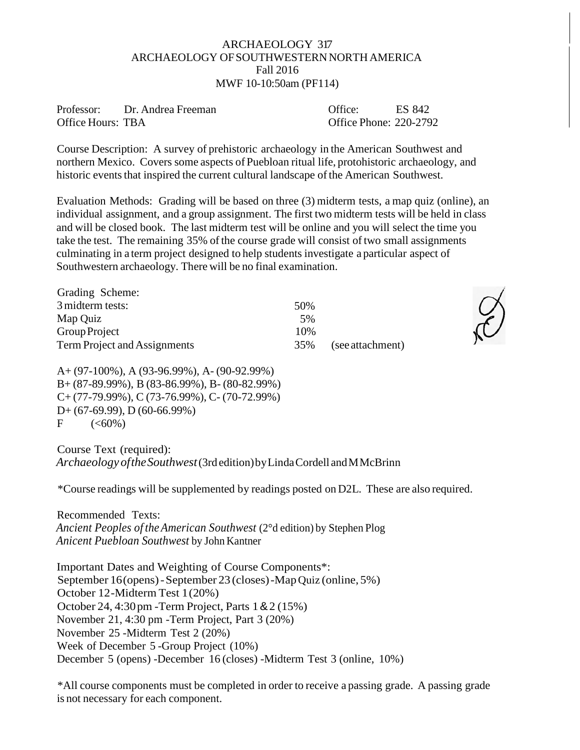# ARCHAEOLOGY 317
## ARCHAEOLOGY OF SOUTHWESTERN NORTH AMERICA
### Fall 2016
### MWF 10-10:50am (PF114)

Professor: Dr. Andrea Freeman  
Office Hours: TBA

Office: ES 842  
Office Phone: 220-2792

Course Description: A survey of prehistoric archaeology in the American Southwest and northern Mexico. Covers some aspects of Puebloan ritual life, protohistoric archaeology, and historic events that inspired the current cultural landscape of the American Southwest.

Evaluation Methods: Grading will be based on three (3) midterm tests, a map quiz (online), an individual assignment, and a group assignment. The first two midterm tests will be held in class and will be closed book. The last midterm test will be online and you will select the time you take the test. The remaining 35% of the course grade will consist of two small assignments culminating in a term project designed to help students investigate a particular aspect of Southwestern archaeology. There will be no final examination.

| Grading Scheme: | | |
|---|---|---|
| 3 midterm tests: | 50% | |
| Map Quiz | 5% | |
| Group Project | 10% | |
| Term Project and Assignments | 35% | (see attachment) |

A+ (97-100%), A (93-96.99%), A- (90-92.99%)  
B+ (87-89.99%), B (83-86.99%), B- (80-82.99%)  
C+ (77-79.99%), C (73-76.99%), C- (70-72.99%)  
D+ (67-69.99), D (60-66.99%)  
F (<60%)

Course Text (required):  
*Archaeology of the Southwest* (3rd edition) by Linda Cordell and M McBrinn

*Course readings will be supplemented by readings posted on D2L. These are also required.

Recommended Texts:  
*Ancient Peoples of the American Southwest* (2°d edition) by Stephen Plog  
*Anicent Puebloan Southwest* by John Kantner

Important Dates and Weighting of Course Components*:  
September 16 (opens) - September 23 (closes) - Map Quiz (online, 5%)  
October 12 - Midterm Test 1 (20%)  
October 24, 4:30 pm - Term Project, Parts 1 & 2 (15%)  
November 21, 4:30 pm - Term Project, Part 3 (20%)  
November 25 - Midterm Test 2 (20%)  
Week of December 5 - Group Project (10%)  
December 5 (opens) - December 16 (closes) - Midterm Test 3 (online, 10%)

*All course components must be completed in order to receive a passing grade. A passing grade is not necessary for each component.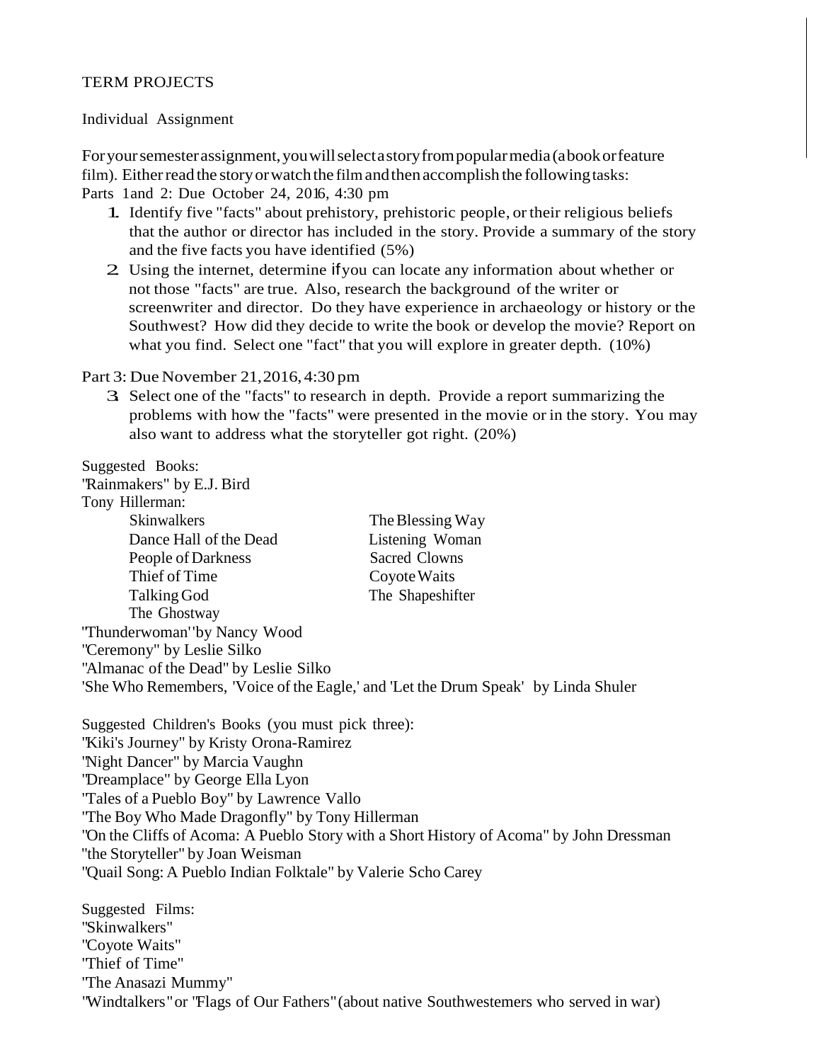TERM PROJECTS

Individual Assignment

For your semester assignment, you will select a story from popular media (a book or feature film). Either read the story or watch the film and then accomplish the following tasks:
Parts 1and 2: Due October 24, 2016, 4:30 pm

1. Identify five "facts" about prehistory, prehistoric people, or their religious beliefs that the author or director has included in the story. Provide a summary of the story and the five facts you have identified (5%)
2. Using the internet, determine if you can locate any information about whether or not those "facts" are true. Also, research the background of the writer or screenwriter and director. Do they have experience in archaeology or history or the Southwest? How did they decide to write the book or develop the movie? Report on what you find. Select one "fact" that you will explore in greater depth. (10%)

Part 3: Due November 21, 2016, 4:30 pm

3. Select one of the "facts" to research in depth. Provide a report summarizing the problems with how the "facts" were presented in the movie or in the story. You may also want to address what the storyteller got right. (20%)

Suggested Books:
"Rainmakers" by E.J. Bird
Tony Hillerman:

- Skinwalkers
- Dance Hall of the Dead
- People of Darkness
- Thief of Time
- Talking God
- The Ghostway
- The Blessing Way
- Listening Woman
- Sacred Clowns
- Coyote Waits
- The Shapeshifter

"Thunderwoman" by Nancy Wood
"Ceremony" by Leslie Silko
"Almanac of the Dead" by Leslie Silko
'She Who Remembers, 'Voice of the Eagle,' and 'Let the Drum Speak' by Linda Shuler

Suggested Children's Books (you must pick three):
"Kiki's Journey" by Kristy Orona-Ramirez
"Night Dancer" by Marcia Vaughn
"Dreamplace" by George Ella Lyon
"Tales of a Pueblo Boy" by Lawrence Vallo
"The Boy Who Made Dragonfly" by Tony Hillerman
"On the Cliffs of Acoma: A Pueblo Story with a Short History of Acoma" by John Dressman
"the Storyteller" by Joan Weisman
"Quail Song: A Pueblo Indian Folktale" by Valerie Scho Carey

Suggested Films:
"Skinwalkers"
"Coyote Waits"
"Thief of Time"
"The Anasazi Mummy"
"Windtalkers" or "Flags of Our Fathers" (about native Southwestemers who served in war)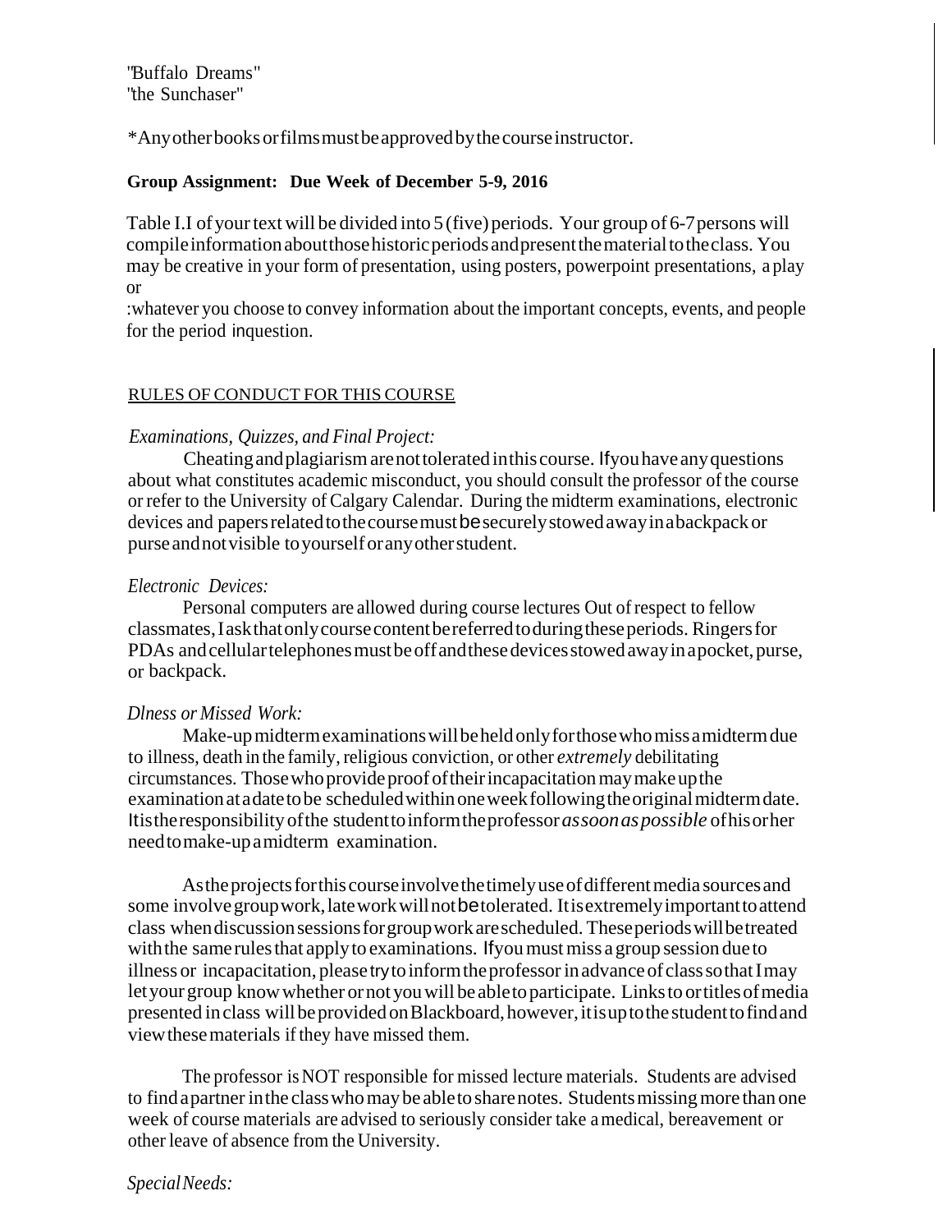"Buffalo Dreams"
"the Sunchaser"

*Any other books or films must be approved by the course instructor.

**Group Assignment: Due Week of December 5-9, 2016**

Table I.I of your text will be divided into 5 (five) periods. Your group of 6-7 persons will compile information about those historic periods and present the material to the class. You may be creative in your form of presentation, using posters, powerpoint presentations, a play or

:whatever you choose to convey information about the important concepts, events, and people for the period inquestion.

RULES OF CONDUCT FOR THIS COURSE

*Examinations, Quizzes, and Final Project:*

Cheating and plagiarism are not tolerated in this course. If you have any questions about what constitutes academic misconduct, you should consult the professor of the course or refer to the University of Calgary Calendar. During the midterm examinations, electronic devices and papers related to the course must be securely stowed away in a backpack or purse and not visible to yourself or any other student.

*Electronic Devices:*

Personal computers are allowed during course lectures Out of respect to fellow classmates, I ask that only course content be referred to during these periods. Ringers for PDAs and cellular telephones must be off and these devices stowed away in a pocket, purse, or backpack.

*Dlness or Missed Work:*

Make-up midterm examinations will be held only for those who miss a midterm due to illness, death in the family, religious conviction, or other *extremely* debilitating circumstances. Those who provide proof of their incapacitation may make up the examination at a date to be scheduled within one week following the original midterm date. It is the responsibility of the student to inform the professor *as soon as possible* of his or her need to make-up a midterm examination.

As the projects for this course involve the timely use of different media sources and some involve group work, late work will not be tolerated. It is extremely important to attend class when discussion sessions for group work are scheduled. These periods will be treated with the same rules that apply to examinations. If you must miss a group session due to illness or incapacitation, please try to inform the professor in advance of class so that I may let your group know whether or not you will be able to participate. Links to or titles of media presented in class will be provided on Blackboard, however, it is up to the student to find and view these materials if they have missed them.

The professor is NOT responsible for missed lecture materials. Students are advised to find a partner in the class who may be able to share notes. Students missing more than one week of course materials are advised to seriously consider take a medical, bereavement or other leave of absence from the University.

*Special Needs:*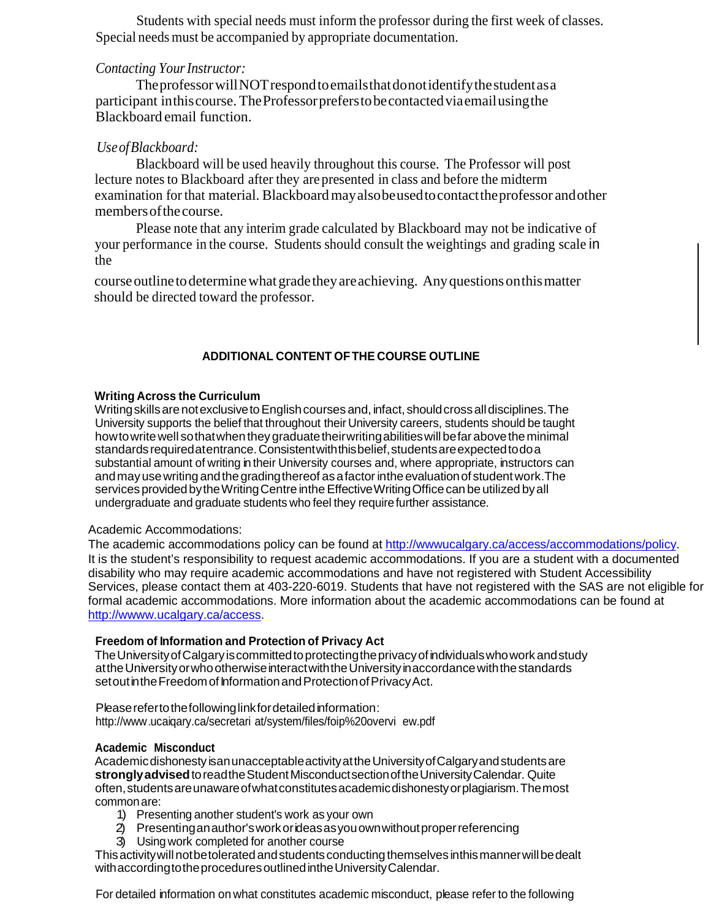Students with special needs must inform the professor during the first week of classes. Special needs must be accompanied by appropriate documentation.

*Contacting Your Instructor:*

The professor will NOT respond to emails that do not identify the student as a participant in this course. The Professor prefers to be contacted via email using the Blackboard email function.

*Use of Blackboard:*

Blackboard will be used heavily throughout this course. The Professor will post lecture notes to Blackboard after they are presented in class and before the midterm examination for that material. Blackboard may also be used to contact the professor and other members of the course.

Please note that any interim grade calculated by Blackboard may not be indicative of your performance in the course. Students should consult the weightings and grading scale in the

course outline to determine what grade they are achieving. Any questions on this matter should be directed toward the professor.

## ADDITIONAL CONTENT OF THE COURSE OUTLINE

**Writing Across the Curriculum**

Writing skills are not exclusive to English courses and, in fact, should cross all disciplines. The University supports the belief that throughout their University careers, students should be taught how to write well so that when they graduate their writing abilities will be far above the minimal standards required at entrance. Consistent with this belief, students are expected to do a substantial amount of writing in their University courses and, where appropriate, instructors can and may use writing and the grading thereof as a factor in the evaluation of student work. The services provided by the Writing Centre in the Effective Writing Office can be utilized by all undergraduate and graduate students who feel they require further assistance.

Academic Accommodations:

The academic accommodations policy can be found at http://wwwucalgary.ca/access/accommodations/policy. It is the student's responsibility to request academic accommodations. If you are a student with a documented disability who may require academic accommodations and have not registered with Student Accessibility Services, please contact them at 403-220-6019. Students that have not registered with the SAS are not eligible for formal academic accommodations. More information about the academic accommodations can be found at http://wwww.ucalgary.ca/access.

**Freedom of Information and Protection of Privacy Act**

The University of Calgary is committed to protecting the privacy of individuals who work and study at the University or who otherwise interact with the University in accordance with the standards set out in the Freedom of Information and Protection of Privacy Act.

Please refer to the following link for detailed information:
http://www.ucaiqary.ca/secretari at/system/files/foip%20overvi ew.pdf

**Academic Misconduct**

Academic dishonesty is an unacceptable activity at the University of Calgary and students are **strongly advised** to read the Student Misconduct section of the University Calendar. Quite often, students are unaware of what constitutes academic dishonesty or plagiarism. The most common are:

1) Presenting another student's work as your own
2) Presenting an author's work or ideas as you own without proper referencing
3) Using work completed for another course

This activity will not be tolerated and students conducting themselves in this manner will be dealt with according to the procedures outlined in the University Calendar.

For detailed information on what constitutes academic misconduct, please refer to the following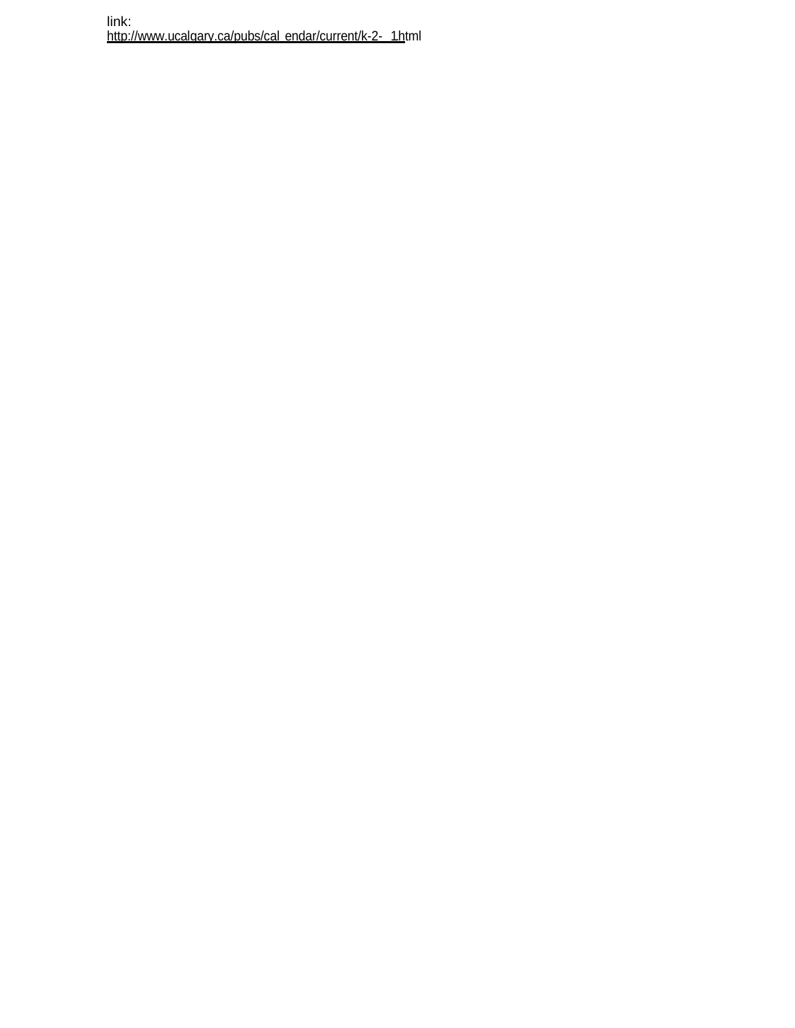link:
http://www.ucalgary.ca/pubs/cal_endar/current/k-2-_1html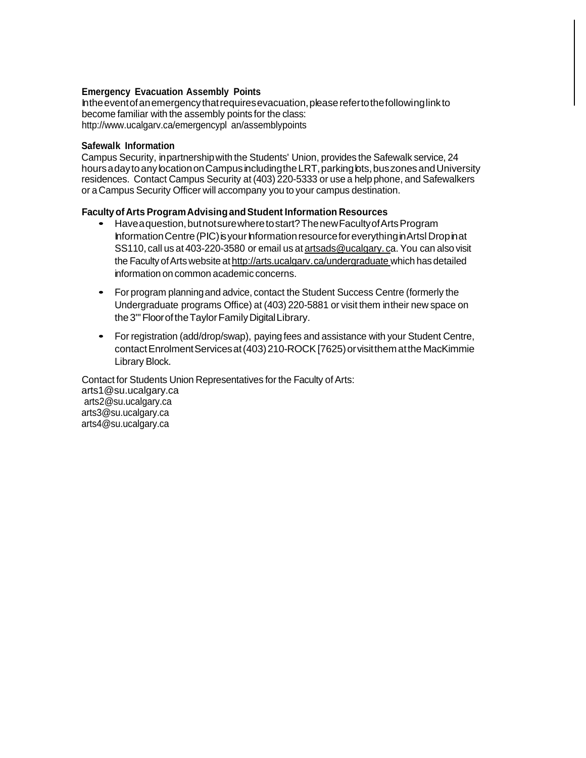**Emergency Evacuation Assembly Points**

In the event of an emergency that requires evacuation, please refer to the following link to become familiar with the assembly points for the class:
http://www.ucalgarv.ca/emergencypl an/assemblypoints

**Safewalk Information**

Campus Security, in partnership with the Students' Union, provides the Safewalk service, 24 hours a day to any location on Campus including the LRT, parking lots, bus zones and University residences. Contact Campus Security at (403) 220-5333 or use a help phone, and Safewalkers or a Campus Security Officer will accompany you to your campus destination.

**Faculty of Arts Program Advising and Student Information Resources**

- Have a question, but not sure where to start? The new Faculty of Arts Program Information Centre (PIC) is your Information resource for everything in Artsl Drop in at SS110, call us at 403-220-3580 or email us at artsads@ucalgary. ca. You can also visit the Faculty of Arts website at http://arts.ucalgarv. ca/undergraduate which has detailed information on common academic concerns.
- For program planning and advice, contact the Student Success Centre (formerly the Undergraduate programs Office) at (403) 220-5881 or visit them in their new space on the 3"' Floor of the Taylor Family Digital Library.
- For registration (add/drop/swap), paying fees and assistance with your Student Centre, contact Enrolment Services at (403) 210-ROCK [7625) or visit them at the MacKimmie Library Block.

Contact for Students Union Representatives for the Faculty of Arts:
arts1@su.ucalgary.ca
arts2@su.ucalgary.ca
arts3@su.ucalgary.ca
arts4@su.ucalgary.ca